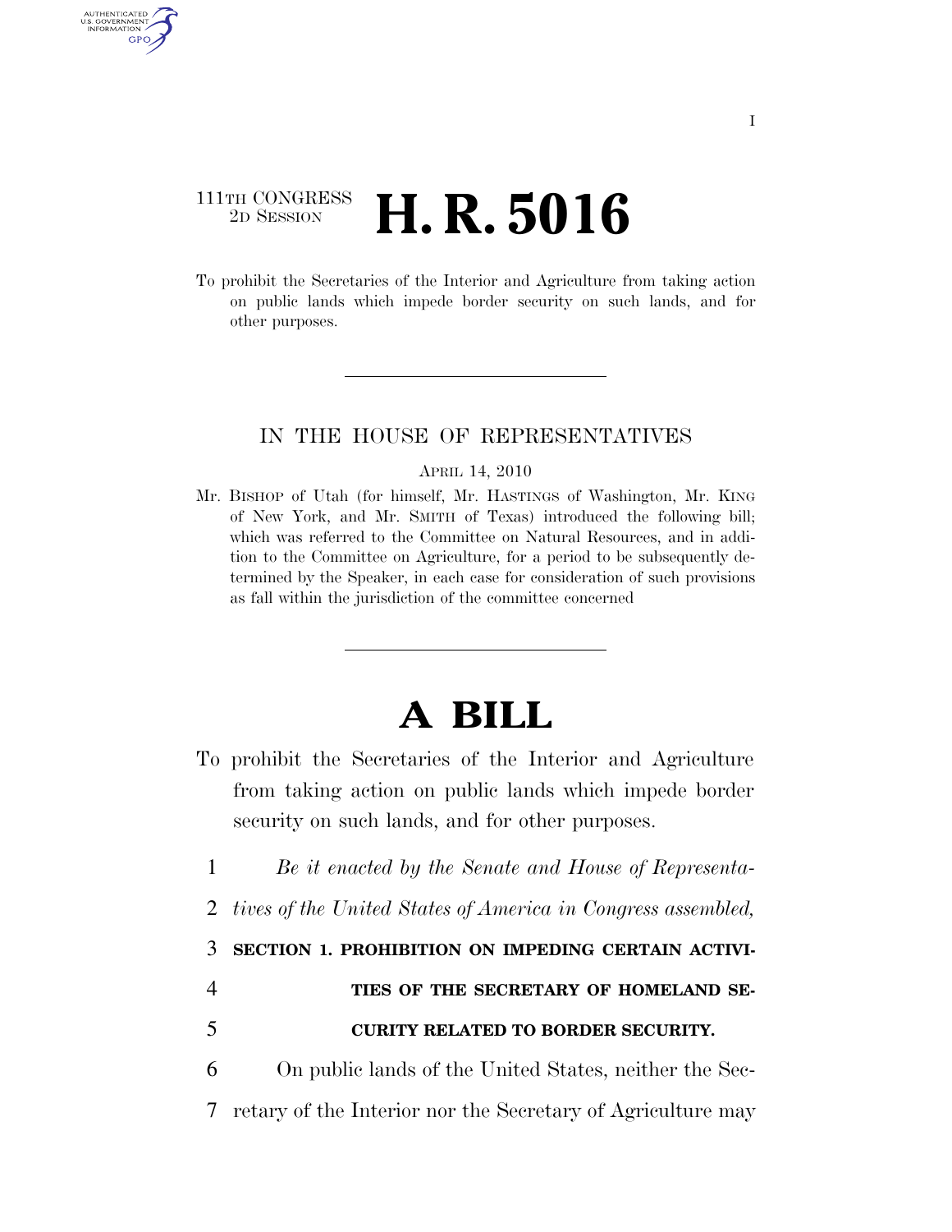111TH CONGRESS
2D SESSION

# H. R. 5016

To prohibit the Secretaries of the Interior and Agriculture from taking action on public lands which impede border security on such lands, and for other purposes.

IN THE HOUSE OF REPRESENTATIVES

APRIL 14, 2010

Mr. BISHOP of Utah (for himself, Mr. HASTINGS of Washington, Mr. KING of New York, and Mr. SMITH of Texas) introduced the following bill; which was referred to the Committee on Natural Resources, and in addition to the Committee on Agriculture, for a period to be subsequently determined by the Speaker, in each case for consideration of such provisions as fall within the jurisdiction of the committee concerned

# A BILL

To prohibit the Secretaries of the Interior and Agriculture from taking action on public lands which impede border security on such lands, and for other purposes.

1 *Be it enacted by the Senate and House of Representa-*
2 *tives of the United States of America in Congress assembled,*

3 **SECTION 1. PROHIBITION ON IMPEDING CERTAIN ACTIVI-**
4 **TIES OF THE SECRETARY OF HOMELAND SE-**
5 **CURITY RELATED TO BORDER SECURITY.**

6 On public lands of the United States, neither the Sec-
7 retary of the Interior nor the Secretary of Agriculture may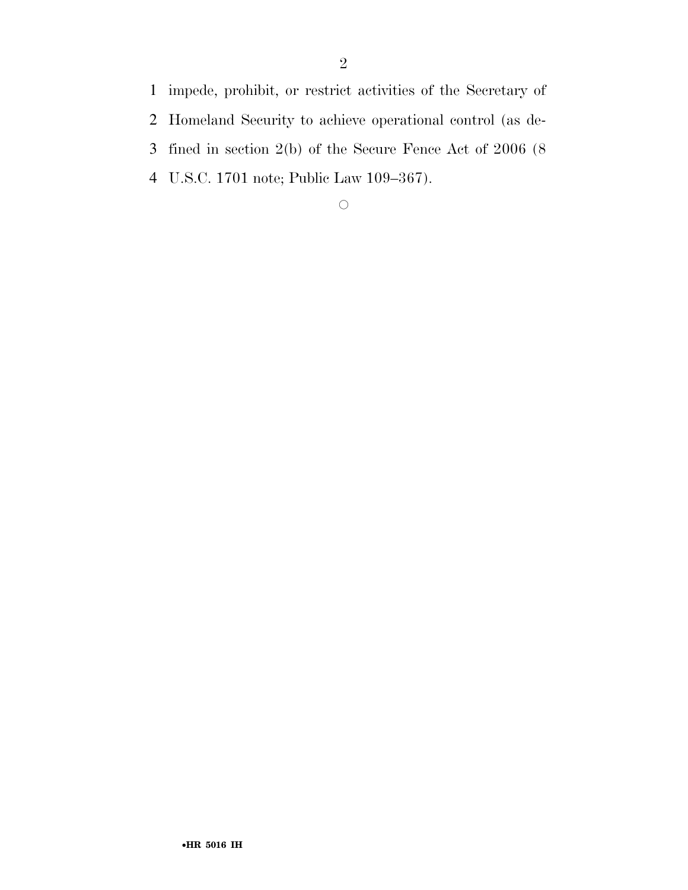impede, prohibit, or restrict activities of the Secretary of Homeland Security to achieve operational control (as defined in section 2(b) of the Secure Fence Act of 2006 (8 U.S.C. 1701 note; Public Law 109–367).